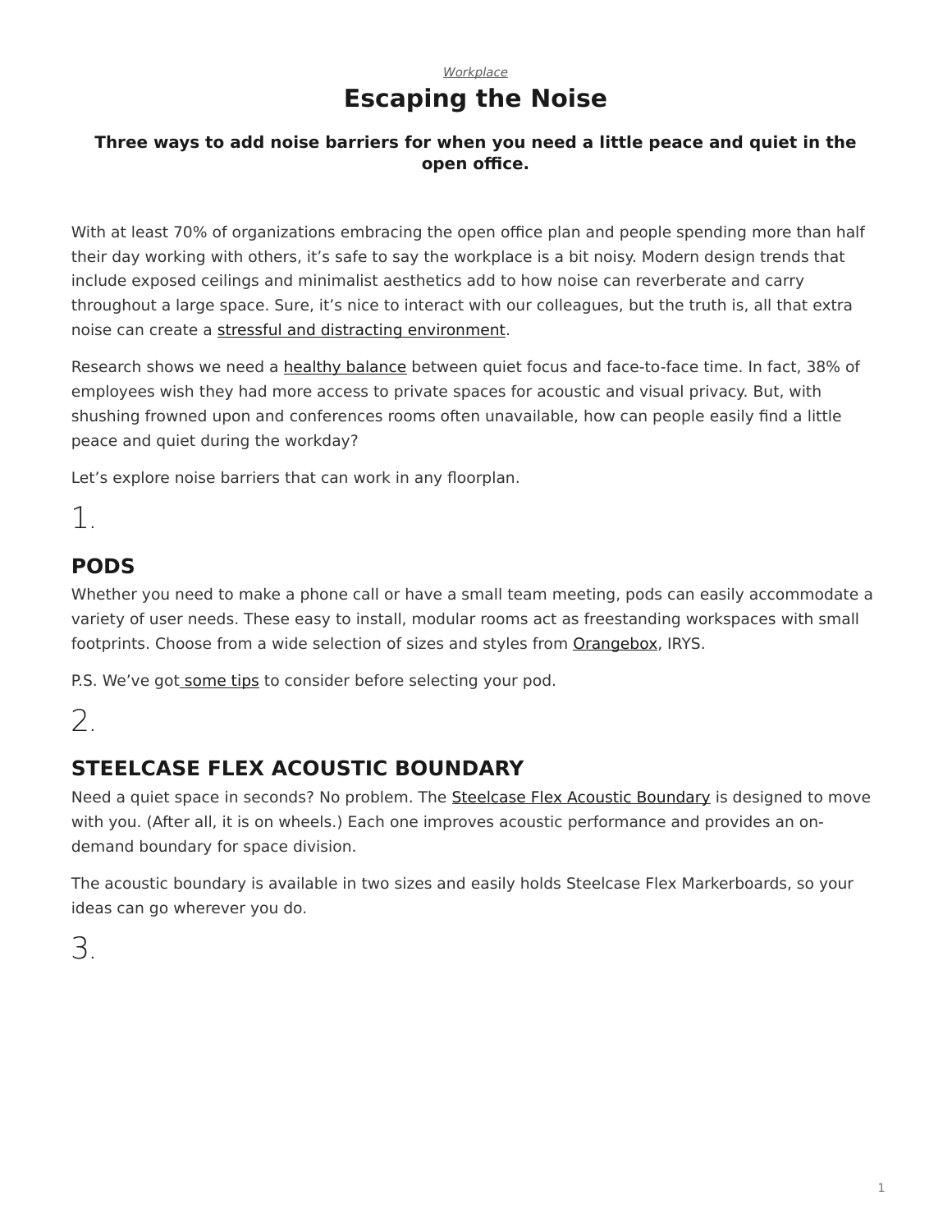*Workplace*

# Escaping the Noise

**Three ways to add noise barriers for when you need a little peace and quiet in the open office.**

With at least 70% of organizations embracing the open office plan and people spending more than half their day working with others, it's safe to say the workplace is a bit noisy. Modern design trends that include exposed ceilings and minimalist aesthetics add to how noise can reverberate and carry throughout a large space. Sure, it's nice to interact with our colleagues, but the truth is, all that extra noise can create a stressful and distracting environment.

Research shows we need a healthy balance between quiet focus and face-to-face time. In fact, 38% of employees wish they had more access to private spaces for acoustic and visual privacy. But, with shushing frowned upon and conferences rooms often unavailable, how can people easily find a little peace and quiet during the workday?

Let's explore noise barriers that can work in any floorplan.

1.

## PODS

Whether you need to make a phone call or have a small team meeting, pods can easily accommodate a variety of user needs. These easy to install, modular rooms act as freestanding workspaces with small footprints. Choose from a wide selection of sizes and styles from Orangebox, IRYS.

P.S. We've got some tips to consider before selecting your pod.

2.

## STEELCASE FLEX ACOUSTIC BOUNDARY

Need a quiet space in seconds? No problem. The Steelcase Flex Acoustic Boundary is designed to move with you. (After all, it is on wheels.) Each one improves acoustic performance and provides an on-demand boundary for space division.

The acoustic boundary is available in two sizes and easily holds Steelcase Flex Markerboards, so your ideas can go wherever you do.

3.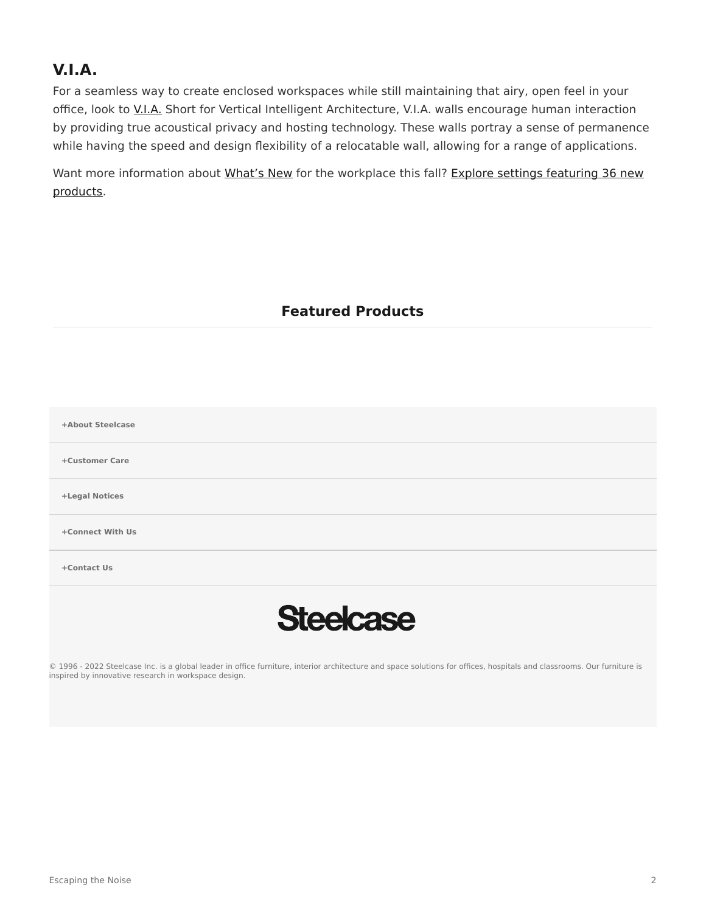## V.I.A.

For a seamless way to create enclosed workspaces while still maintaining that airy, open feel in your office, look to V.I.A. Short for Vertical Intelligent Architecture, V.I.A. walls encourage human interaction by providing true acoustical privacy and hosting technology. These walls portray a sense of permanence while having the speed and design flexibility of a relocatable wall, allowing for a range of applications.

Want more information about What's New for the workplace this fall? Explore settings featuring 36 new products.

### Featured Products

**+About Steelcase**

**+Customer Care**

**+Legal Notices**

**+Connect With Us**

**+Contact Us**

Steelcase

© 1996 - 2022 Steelcase Inc. is a global leader in office furniture, interior architecture and space solutions for offices, hospitals and classrooms. Our furniture is inspired by innovative research in workspace design.